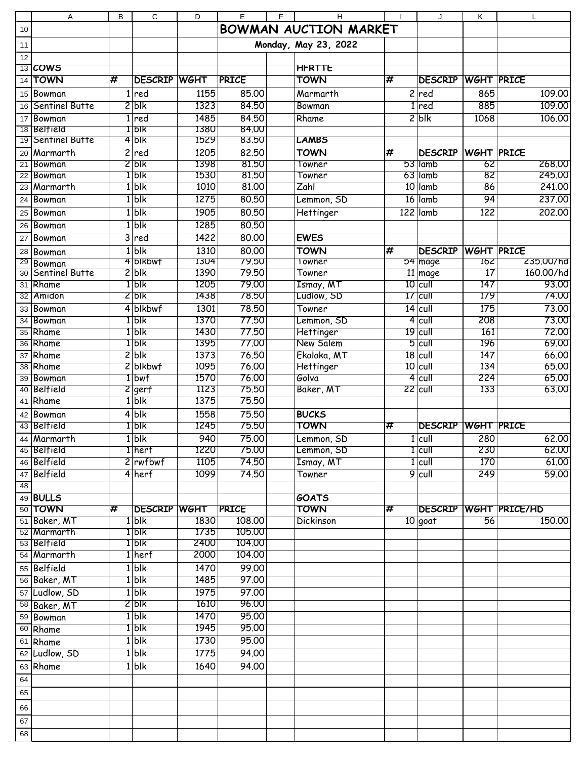# BOWMAN AUCTION MARKET

**Monday, May 23, 2022**

## COWS

| TOWN | # | DESCRIP | WGHT | PRICE |
|---|---|---|---|---|
| Bowman | 1 | red | 1155 | 85.00 |
| Sentinel Butte | 2 | blk | 1323 | 84.50 |
| Bowman | 1 | red | 1485 | 84.50 |
| Belfield | 1 | blk | 1380 | 84.00 |
| Sentinel Butte | 4 | blk | 1529 | 83.50 |
| Marmarth | 2 | red | 1205 | 82.50 |
| Bowman | 2 | blk | 1398 | 81.50 |
| Bowman | 1 | blk | 1530 | 81.50 |
| Marmarth | 1 | blk | 1010 | 81.00 |
| Bowman | 1 | blk | 1275 | 80.50 |
| Bowman | 1 | blk | 1905 | 80.50 |
| Bowman | 1 | blk | 1285 | 80.50 |
| Bowman | 3 | red | 1422 | 80.00 |
| Bowman | 1 | blk | 1310 | 80.00 |
| Bowman | 4 | blkbwf | 1304 | 79.50 |
| Sentinel Butte | 2 | blk | 1390 | 79.50 |
| Rhame | 1 | blk | 1205 | 79.00 |
| Amidon | 2 | blk | 1438 | 78.50 |
| Bowman | 4 | blkbwf | 1301 | 78.50 |
| Bowman | 1 | blk | 1370 | 77.50 |
| Rhame | 1 | blk | 1430 | 77.50 |
| Rhame | 1 | blk | 1395 | 77.00 |
| Rhame | 2 | blk | 1373 | 76.50 |
| Rhame | 2 | blkbwf | 1095 | 76.00 |
| Bowman | 1 | bwf | 1570 | 76.00 |
| Belfield | 2 | gerf | 1123 | 75.50 |
| Rhame | 1 | blk | 1375 | 75.50 |
| Bowman | 4 | blk | 1558 | 75.50 |
| Belfield | 1 | blk | 1245 | 75.50 |
| Marmarth | 1 | blk | 940 | 75.00 |
| Belfield | 1 | herf | 1220 | 75.00 |
| Belfield | 2 | rwfbwf | 1105 | 74.50 |
| Belfield | 4 | herf | 1099 | 74.50 |

## BULLS

| TOWN | # | DESCRIP | WGHT | PRICE |
|---|---|---|---|---|
| Baker, MT | 1 | blk | 1830 | 108.00 |
| Marmarth | 1 | blk | 1735 | 105.00 |
| Belfield | 1 | blk | 2400 | 104.00 |
| Marmarth | 1 | herf | 2000 | 104.00 |
| Belfield | 1 | blk | 1470 | 99.00 |
| Baker, MT | 1 | blk | 1485 | 97.00 |
| Ludlow, SD | 1 | blk | 1975 | 97.00 |
| Baker, MT | 2 | blk | 1610 | 96.00 |
| Bowman | 1 | blk | 1470 | 95.00 |
| Rhame | 1 | blk | 1945 | 95.00 |
| Rhame | 1 | blk | 1730 | 95.00 |
| Ludlow, SD | 1 | blk | 1775 | 94.00 |
| Rhame | 1 | blk | 1640 | 94.00 |

## HFRTTE

| TOWN | # | DESCRIP | WGHT | PRICE |
|---|---|---|---|---|
| Marmarth | 2 | red | 865 | 109.00 |
| Bowman | 1 | red | 885 | 109.00 |
| Rhame | 2 | blk | 1068 | 106.00 |

## LAMBS

| TOWN | # | DESCRIP | WGHT | PRICE |
|---|---|---|---|---|
| Towner | 53 | lamb | 62 | 268.00 |
| Towner | 63 | lamb | 82 | 245.00 |
| Zahl | 10 | lamb | 86 | 241.00 |
| Lemmon, SD | 16 | lamb | 94 | 237.00 |
| Hettinger | 122 | lamb | 122 | 202.00 |

## EWES

| TOWN | # | DESCRIP | WGHT | PRICE |
|---|---|---|---|---|
| Towner | 54 | mage | 162 | 235.00/hd |
| Towner | 11 | mage | 17 | 160.00/hd |
| Ismay, MT | 10 | cull | 147 | 93.00 |
| Ludlow, SD | 17 | cull | 179 | 74.00 |
| Towner | 14 | cull | 175 | 73.00 |
| Lemmon, SD | 4 | cull | 208 | 73.00 |
| Hettinger | 19 | cull | 161 | 72.00 |
| New Salem | 5 | cull | 196 | 69.00 |
| Ekalaka, MT | 18 | cull | 147 | 66.00 |
| Hettinger | 10 | cull | 134 | 65.00 |
| Golva | 4 | cull | 224 | 65.00 |
| Baker, MT | 22 | cull | 133 | 63.00 |

## BUCKS

| TOWN | # | DESCRIP | WGHT | PRICE |
|---|---|---|---|---|
| Lemmon, SD | 1 | cull | 280 | 62.00 |
| Lemmon, SD | 1 | cull | 230 | 62.00 |
| Ismay, MT | 1 | cull | 170 | 61.00 |
| Towner | 9 | cull | 249 | 59.00 |

## GOATS

| TOWN | # | DESCRIP | WGHT | PRICE/HD |
|---|---|---|---|---|
| Dickinson | 10 | goat | 56 | 150.00 |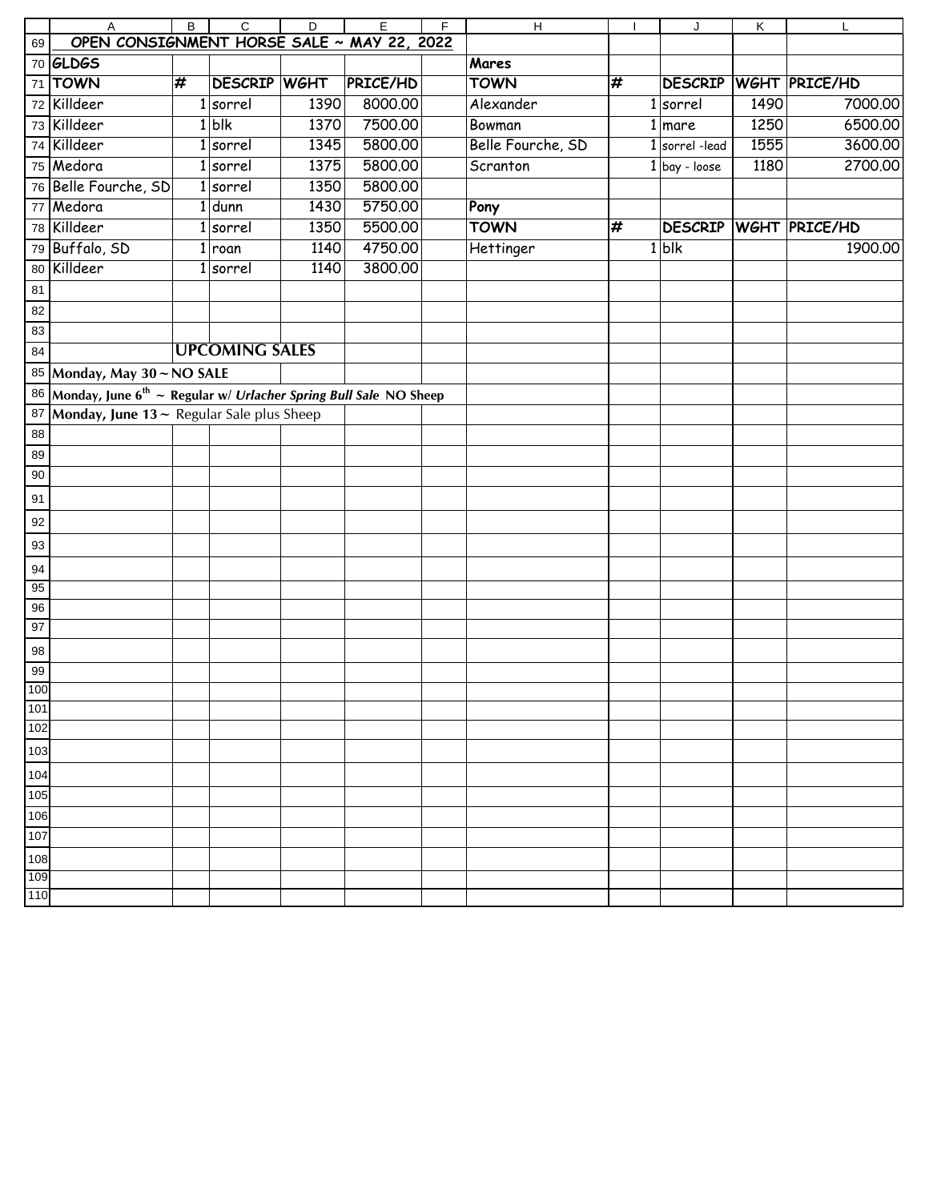## OPEN CONSIGNMENT HORSE SALE ~ MAY 22, 2022

**GLDGS**

| TOWN | # | DESCRIP | WGHT | PRICE/HD |
|---|---|---|---|---|
| Killdeer | 1 | sorrel | 1390 | 8000.00 |
| Killdeer | 1 | blk | 1370 | 7500.00 |
| Killdeer | 1 | sorrel | 1345 | 5800.00 |
| Medora | 1 | sorrel | 1375 | 5800.00 |
| Belle Fourche, SD | 1 | sorrel | 1350 | 5800.00 |
| Medora | 1 | dunn | 1430 | 5750.00 |
| Killdeer | 1 | sorrel | 1350 | 5500.00 |
| Buffalo, SD | 1 | roan | 1140 | 4750.00 |
| Killdeer | 1 | sorrel | 1140 | 3800.00 |

**Mares**

| TOWN | # | DESCRIP | WGHT | PRICE/HD |
|---|---|---|---|---|
| Alexander | 1 | sorrel | 1490 | 7000.00 |
| Bowman | 1 | mare | 1250 | 6500.00 |
| Belle Fourche, SD | 1 | sorrel -lead | 1555 | 3600.00 |
| Scranton | 1 | bay - loose | 1180 | 2700.00 |

**Pony**

| TOWN | # | DESCRIP | WGHT | PRICE/HD |
|---|---|---|---|---|
| Hettinger | 1 | blk | | 1900.00 |

**UPCOMING SALES**

**Monday, May 30 ~ NO SALE**

**Monday, June 6th ~ Regular w/ *Urlacher Spring Bull Sale* NO Sheep**

**Monday, June 13 ~** Regular Sale plus Sheep